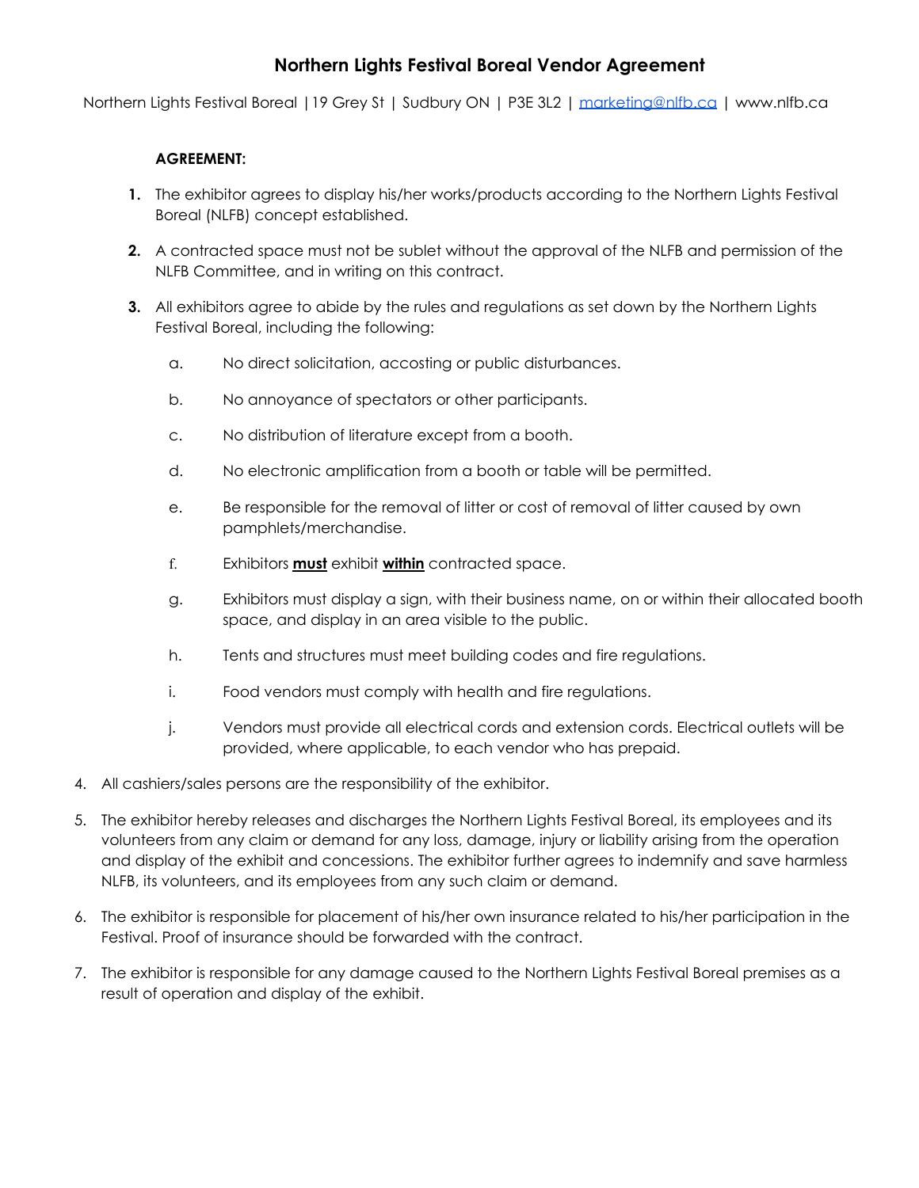# Northern Lights Festival Boreal Vendor Agreement

Northern Lights Festival Boreal |19 Grey St | Sudbury ON | P3E 3L2 | marketing@nlfb.ca | www.nlfb.ca

**AGREEMENT:**

1. The exhibitor agrees to display his/her works/products according to the Northern Lights Festival Boreal (NLFB) concept established.

2. A contracted space must not be sublet without the approval of the NLFB and permission of the NLFB Committee, and in writing on this contract.

3. All exhibitors agree to abide by the rules and regulations as set down by the Northern Lights Festival Boreal, including the following:

   a. No direct solicitation, accosting or public disturbances.

   b. No annoyance of spectators or other participants.

   c. No distribution of literature except from a booth.

   d. No electronic amplification from a booth or table will be permitted.

   e. Be responsible for the removal of litter or cost of removal of litter caused by own pamphlets/merchandise.

   f. Exhibitors **must** exhibit **within** contracted space.

   g. Exhibitors must display a sign, with their business name, on or within their allocated booth space, and display in an area visible to the public.

   h. Tents and structures must meet building codes and fire regulations.

   i. Food vendors must comply with health and fire regulations.

   j. Vendors must provide all electrical cords and extension cords. Electrical outlets will be provided, where applicable, to each vendor who has prepaid.

4. All cashiers/sales persons are the responsibility of the exhibitor.

5. The exhibitor hereby releases and discharges the Northern Lights Festival Boreal, its employees and its volunteers from any claim or demand for any loss, damage, injury or liability arising from the operation and display of the exhibit and concessions. The exhibitor further agrees to indemnify and save harmless NLFB, its volunteers, and its employees from any such claim or demand.

6. The exhibitor is responsible for placement of his/her own insurance related to his/her participation in the Festival. Proof of insurance should be forwarded with the contract.

7. The exhibitor is responsible for any damage caused to the Northern Lights Festival Boreal premises as a result of operation and display of the exhibit.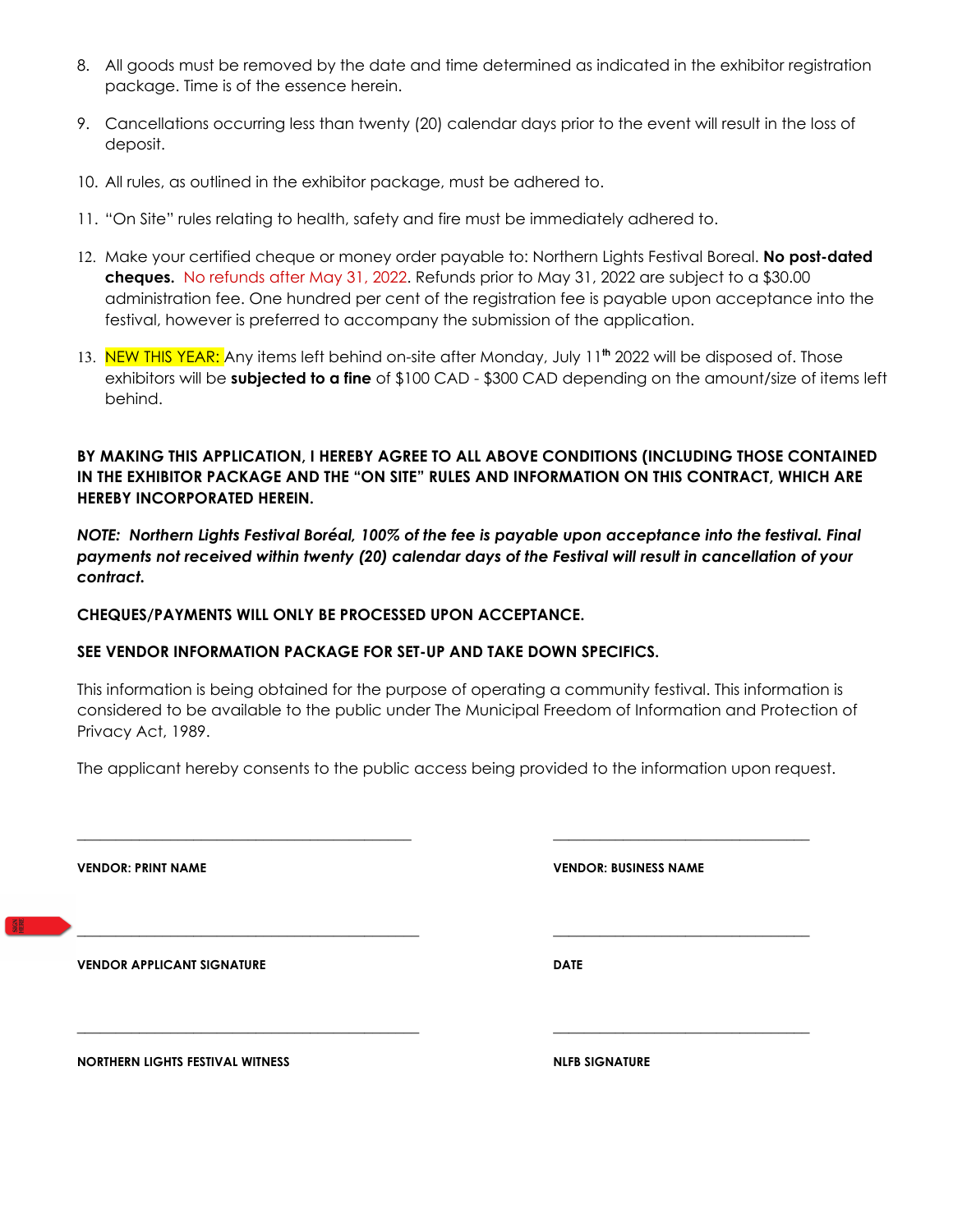8. All goods must be removed by the date and time determined as indicated in the exhibitor registration package. Time is of the essence herein.

9. Cancellations occurring less than twenty (20) calendar days prior to the event will result in the loss of deposit.

10. All rules, as outlined in the exhibitor package, must be adhered to.

11. "On Site" rules relating to health, safety and fire must be immediately adhered to.

12. Make your certified cheque or money order payable to: Northern Lights Festival Boreal. **No post-dated cheques.** No refunds after May 31, 2022. Refunds prior to May 31, 2022 are subject to a $30.00 administration fee. One hundred per cent of the registration fee is payable upon acceptance into the festival, however is preferred to accompany the submission of the application.

13. NEW THIS YEAR: Any items left behind on-site after Monday, July 11th 2022 will be disposed of. Those exhibitors will be **subjected to a fine** of $100 CAD - $300 CAD depending on the amount/size of items left behind.

**BY MAKING THIS APPLICATION, I HEREBY AGREE TO ALL ABOVE CONDITIONS (INCLUDING THOSE CONTAINED IN THE EXHIBITOR PACKAGE AND THE "ON SITE" RULES AND INFORMATION ON THIS CONTRACT, WHICH ARE HEREBY INCORPORATED HEREIN.**

***NOTE: Northern Lights Festival Boréal, 100% of the fee is payable upon acceptance into the festival. Final payments not received within twenty (20) calendar days of the Festival will result in cancellation of your contract.***

**CHEQUES/PAYMENTS WILL ONLY BE PROCESSED UPON ACCEPTANCE.**

**SEE VENDOR INFORMATION PACKAGE FOR SET-UP AND TAKE DOWN SPECIFICS.**

This information is being obtained for the purpose of operating a community festival. This information is considered to be available to the public under The Municipal Freedom of Information and Protection of Privacy Act, 1989.

The applicant hereby consents to the public access being provided to the information upon request.

\_\_\_\_\_\_\_\_\_\_\_\_\_\_\_\_\_\_\_\_\_\_\_\_\_\_\_\_\_\_\_\_\_\_\_\_\_\_\_\_

**VENDOR: PRINT NAME**

\_\_\_\_\_\_\_\_\_\_\_\_\_\_\_\_\_\_\_\_\_\_\_\_\_\_\_\_\_\_\_\_\_\_\_\_\_\_\_\_

**VENDOR: BUSINESS NAME**

\_\_\_\_\_\_\_\_\_\_\_\_\_\_\_\_\_\_\_\_\_\_\_\_\_\_\_\_\_\_\_\_\_\_\_\_\_\_\_\_

**VENDOR APPLICANT SIGNATURE**

\_\_\_\_\_\_\_\_\_\_\_\_\_\_\_\_\_\_\_\_\_\_\_\_\_\_\_\_\_\_\_\_\_\_\_\_\_\_\_\_

**DATE**

\_\_\_\_\_\_\_\_\_\_\_\_\_\_\_\_\_\_\_\_\_\_\_\_\_\_\_\_\_\_\_\_\_\_\_\_\_\_\_\_

**NORTHERN LIGHTS FESTIVAL WITNESS**

\_\_\_\_\_\_\_\_\_\_\_\_\_\_\_\_\_\_\_\_\_\_\_\_\_\_\_\_\_\_\_\_\_\_\_\_\_\_\_\_

**NLFB SIGNATURE**